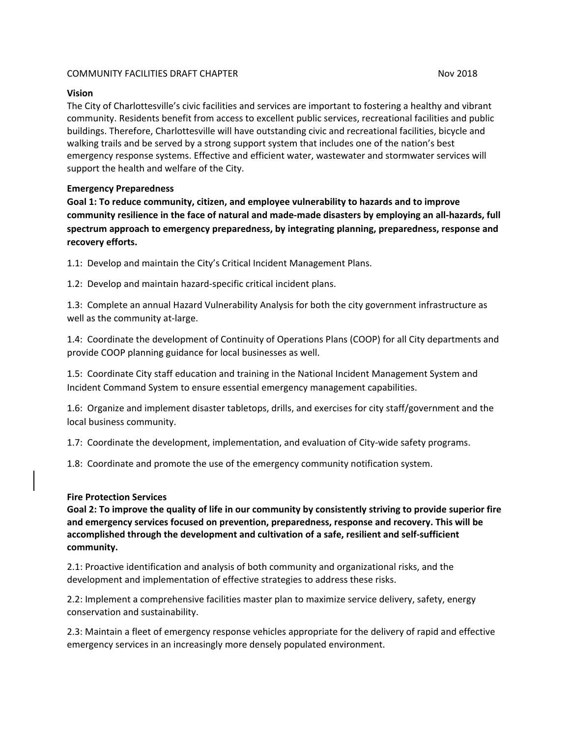COMMUNITY FACILITIES DRAFT CHAPTER Nov 2018

## Vision

The City of Charlottesville's civic facilities and services are important to fostering a healthy and vibrant community. Residents benefit from access to excellent public services, recreational facilities and public buildings. Therefore, Charlottesville will have outstanding civic and recreational facilities, bicycle and walking trails and be served by a strong support system that includes one of the nation's best emergency response systems. Effective and efficient water, wastewater and stormwater services will support the health and welfare of the City.

## Emergency Preparedness

**Goal 1: To reduce community, citizen, and employee vulnerability to hazards and to improve community resilience in the face of natural and made-made disasters by employing an all-hazards, full spectrum approach to emergency preparedness, by integrating planning, preparedness, response and recovery efforts.**

1.1: Develop and maintain the City's Critical Incident Management Plans.

1.2: Develop and maintain hazard-specific critical incident plans.

1.3: Complete an annual Hazard Vulnerability Analysis for both the city government infrastructure as well as the community at-large.

1.4: Coordinate the development of Continuity of Operations Plans (COOP) for all City departments and provide COOP planning guidance for local businesses as well.

1.5: Coordinate City staff education and training in the National Incident Management System and Incident Command System to ensure essential emergency management capabilities.

1.6: Organize and implement disaster tabletops, drills, and exercises for city staff/government and the local business community.

1.7: Coordinate the development, implementation, and evaluation of City-wide safety programs.

1.8: Coordinate and promote the use of the emergency community notification system.

## Fire Protection Services

**Goal 2: To improve the quality of life in our community by consistently striving to provide superior fire and emergency services focused on prevention, preparedness, response and recovery. This will be accomplished through the development and cultivation of a safe, resilient and self-sufficient community.**

2.1: Proactive identification and analysis of both community and organizational risks, and the development and implementation of effective strategies to address these risks.

2.2: Implement a comprehensive facilities master plan to maximize service delivery, safety, energy conservation and sustainability.

2.3: Maintain a fleet of emergency response vehicles appropriate for the delivery of rapid and effective emergency services in an increasingly more densely populated environment.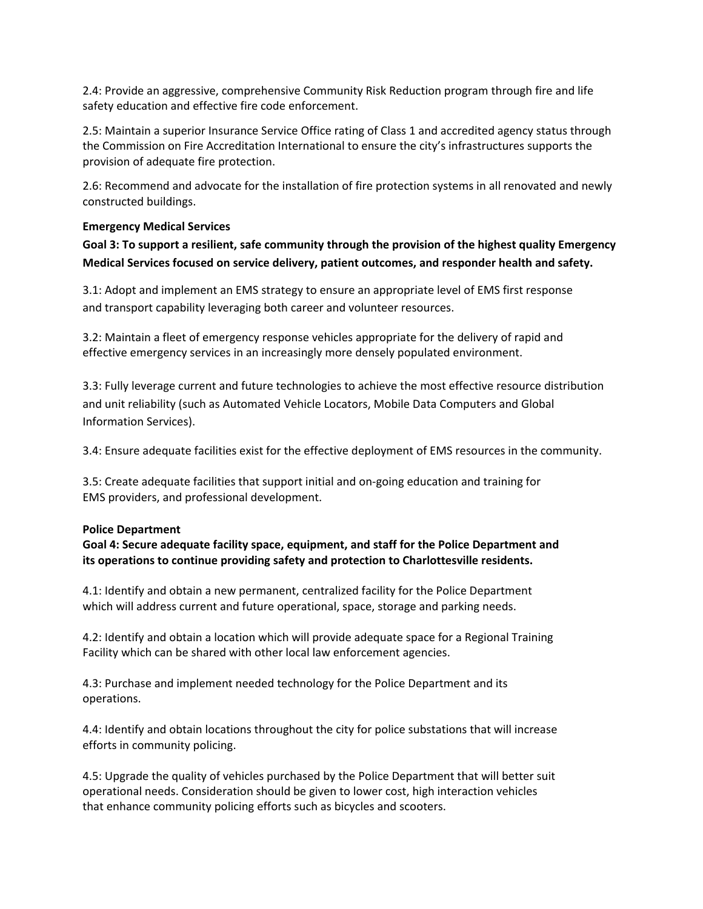2.4: Provide an aggressive, comprehensive Community Risk Reduction program through fire and life safety education and effective fire code enforcement.

2.5: Maintain a superior Insurance Service Office rating of Class 1 and accredited agency status through the Commission on Fire Accreditation International to ensure the city's infrastructures supports the provision of adequate fire protection.

2.6: Recommend and advocate for the installation of fire protection systems in all renovated and newly constructed buildings.

**Emergency Medical Services**

**Goal 3: To support a resilient, safe community through the provision of the highest quality Emergency Medical Services focused on service delivery, patient outcomes, and responder health and safety.**

3.1: Adopt and implement an EMS strategy to ensure an appropriate level of EMS first response and transport capability leveraging both career and volunteer resources.

3.2: Maintain a fleet of emergency response vehicles appropriate for the delivery of rapid and effective emergency services in an increasingly more densely populated environment.

3.3: Fully leverage current and future technologies to achieve the most effective resource distribution and unit reliability (such as Automated Vehicle Locators, Mobile Data Computers and Global Information Services).

3.4: Ensure adequate facilities exist for the effective deployment of EMS resources in the community.

3.5: Create adequate facilities that support initial and on-going education and training for EMS providers, and professional development.

**Police Department**

**Goal 4: Secure adequate facility space, equipment, and staff for the Police Department and its operations to continue providing safety and protection to Charlottesville residents.**

4.1: Identify and obtain a new permanent, centralized facility for the Police Department which will address current and future operational, space, storage and parking needs.

4.2: Identify and obtain a location which will provide adequate space for a Regional Training Facility which can be shared with other local law enforcement agencies.

4.3: Purchase and implement needed technology for the Police Department and its operations.

4.4: Identify and obtain locations throughout the city for police substations that will increase efforts in community policing.

4.5: Upgrade the quality of vehicles purchased by the Police Department that will better suit operational needs. Consideration should be given to lower cost, high interaction vehicles that enhance community policing efforts such as bicycles and scooters.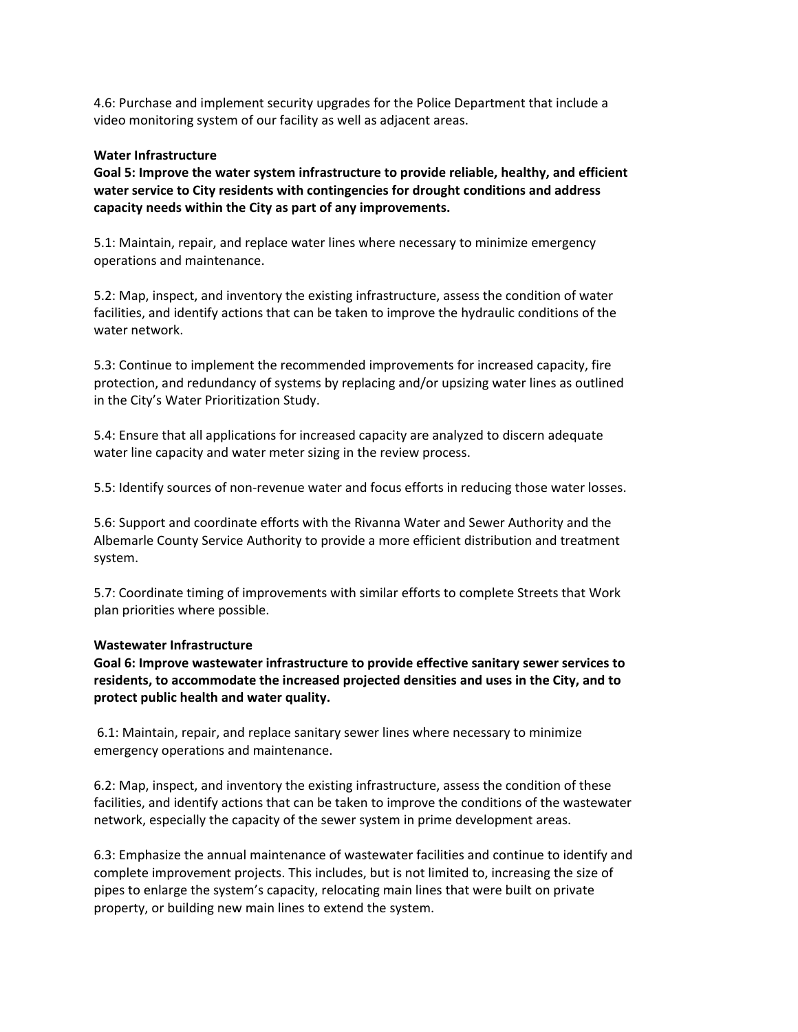4.6: Purchase and implement security upgrades for the Police Department that include a video monitoring system of our facility as well as adjacent areas.

**Water Infrastructure**

**Goal 5: Improve the water system infrastructure to provide reliable, healthy, and efficient water service to City residents with contingencies for drought conditions and address capacity needs within the City as part of any improvements.**

5.1: Maintain, repair, and replace water lines where necessary to minimize emergency operations and maintenance.

5.2: Map, inspect, and inventory the existing infrastructure, assess the condition of water facilities, and identify actions that can be taken to improve the hydraulic conditions of the water network.

5.3: Continue to implement the recommended improvements for increased capacity, fire protection, and redundancy of systems by replacing and/or upsizing water lines as outlined in the City's Water Prioritization Study.

5.4: Ensure that all applications for increased capacity are analyzed to discern adequate water line capacity and water meter sizing in the review process.

5.5: Identify sources of non-revenue water and focus efforts in reducing those water losses.

5.6: Support and coordinate efforts with the Rivanna Water and Sewer Authority and the Albemarle County Service Authority to provide a more efficient distribution and treatment system.

5.7: Coordinate timing of improvements with similar efforts to complete Streets that Work plan priorities where possible.

**Wastewater Infrastructure**

**Goal 6: Improve wastewater infrastructure to provide effective sanitary sewer services to residents, to accommodate the increased projected densities and uses in the City, and to protect public health and water quality.**

6.1: Maintain, repair, and replace sanitary sewer lines where necessary to minimize emergency operations and maintenance.

6.2: Map, inspect, and inventory the existing infrastructure, assess the condition of these facilities, and identify actions that can be taken to improve the conditions of the wastewater network, especially the capacity of the sewer system in prime development areas.

6.3: Emphasize the annual maintenance of wastewater facilities and continue to identify and complete improvement projects. This includes, but is not limited to, increasing the size of pipes to enlarge the system's capacity, relocating main lines that were built on private property, or building new main lines to extend the system.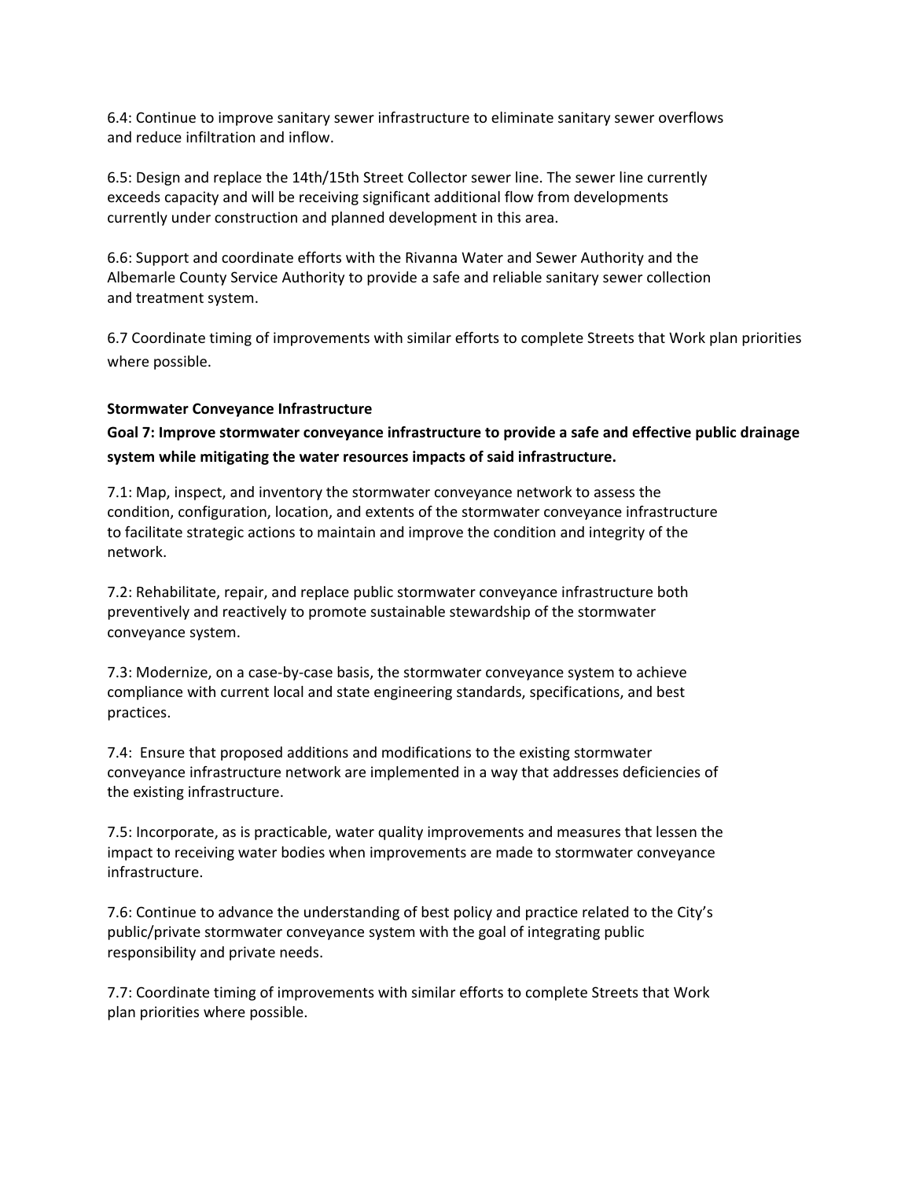6.4: Continue to improve sanitary sewer infrastructure to eliminate sanitary sewer overflows and reduce infiltration and inflow.

6.5: Design and replace the 14th/15th Street Collector sewer line. The sewer line currently exceeds capacity and will be receiving significant additional flow from developments currently under construction and planned development in this area.

6.6: Support and coordinate efforts with the Rivanna Water and Sewer Authority and the Albemarle County Service Authority to provide a safe and reliable sanitary sewer collection and treatment system.

6.7 Coordinate timing of improvements with similar efforts to complete Streets that Work plan priorities where possible.

**Stormwater Conveyance Infrastructure**

**Goal 7: Improve stormwater conveyance infrastructure to provide a safe and effective public drainage system while mitigating the water resources impacts of said infrastructure.**

7.1: Map, inspect, and inventory the stormwater conveyance network to assess the condition, configuration, location, and extents of the stormwater conveyance infrastructure to facilitate strategic actions to maintain and improve the condition and integrity of the network.

7.2: Rehabilitate, repair, and replace public stormwater conveyance infrastructure both preventively and reactively to promote sustainable stewardship of the stormwater conveyance system.

7.3: Modernize, on a case-by-case basis, the stormwater conveyance system to achieve compliance with current local and state engineering standards, specifications, and best practices.

7.4: Ensure that proposed additions and modifications to the existing stormwater conveyance infrastructure network are implemented in a way that addresses deficiencies of the existing infrastructure.

7.5: Incorporate, as is practicable, water quality improvements and measures that lessen the impact to receiving water bodies when improvements are made to stormwater conveyance infrastructure.

7.6: Continue to advance the understanding of best policy and practice related to the City's public/private stormwater conveyance system with the goal of integrating public responsibility and private needs.

7.7: Coordinate timing of improvements with similar efforts to complete Streets that Work plan priorities where possible.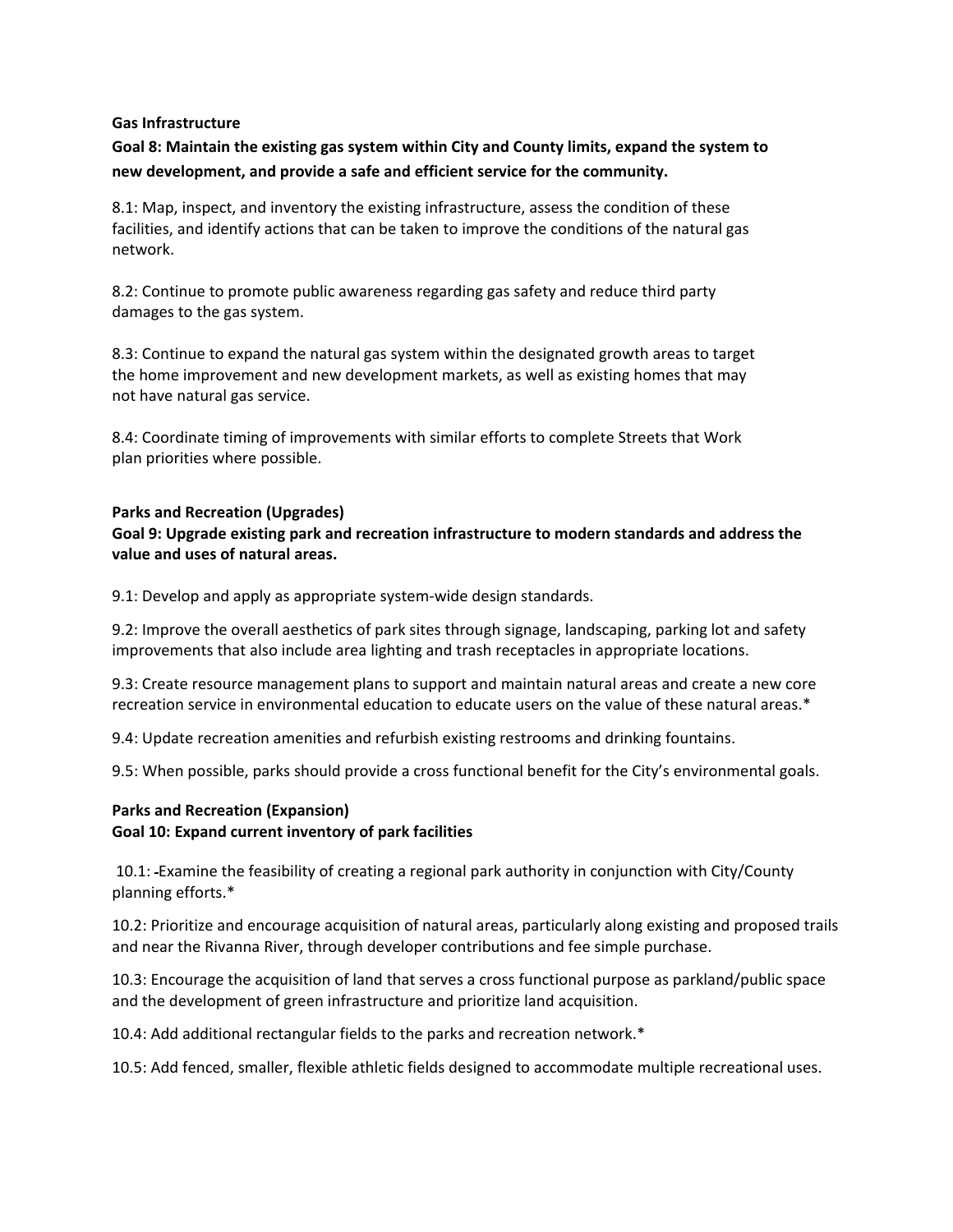**Gas Infrastructure**

**Goal 8: Maintain the existing gas system within City and County limits, expand the system to new development, and provide a safe and efficient service for the community.**

8.1: Map, inspect, and inventory the existing infrastructure, assess the condition of these facilities, and identify actions that can be taken to improve the conditions of the natural gas network.

8.2: Continue to promote public awareness regarding gas safety and reduce third party damages to the gas system.

8.3: Continue to expand the natural gas system within the designated growth areas to target the home improvement and new development markets, as well as existing homes that may not have natural gas service.

8.4: Coordinate timing of improvements with similar efforts to complete Streets that Work plan priorities where possible.

**Parks and Recreation (Upgrades)**

**Goal 9: Upgrade existing park and recreation infrastructure to modern standards and address the value and uses of natural areas.**

9.1: Develop and apply as appropriate system-wide design standards.

9.2: Improve the overall aesthetics of park sites through signage, landscaping, parking lot and safety improvements that also include area lighting and trash receptacles in appropriate locations.

9.3: Create resource management plans to support and maintain natural areas and create a new core recreation service in environmental education to educate users on the value of these natural areas.*

9.4: Update recreation amenities and refurbish existing restrooms and drinking fountains.

9.5: When possible, parks should provide a cross functional benefit for the City's environmental goals.

**Parks and Recreation (Expansion)**

**Goal 10: Expand current inventory of park facilities**

10.1: Examine the feasibility of creating a regional park authority in conjunction with City/County planning efforts.*

10.2: Prioritize and encourage acquisition of natural areas, particularly along existing and proposed trails and near the Rivanna River, through developer contributions and fee simple purchase.

10.3: Encourage the acquisition of land that serves a cross functional purpose as parkland/public space and the development of green infrastructure and prioritize land acquisition.

10.4: Add additional rectangular fields to the parks and recreation network.*

10.5: Add fenced, smaller, flexible athletic fields designed to accommodate multiple recreational uses.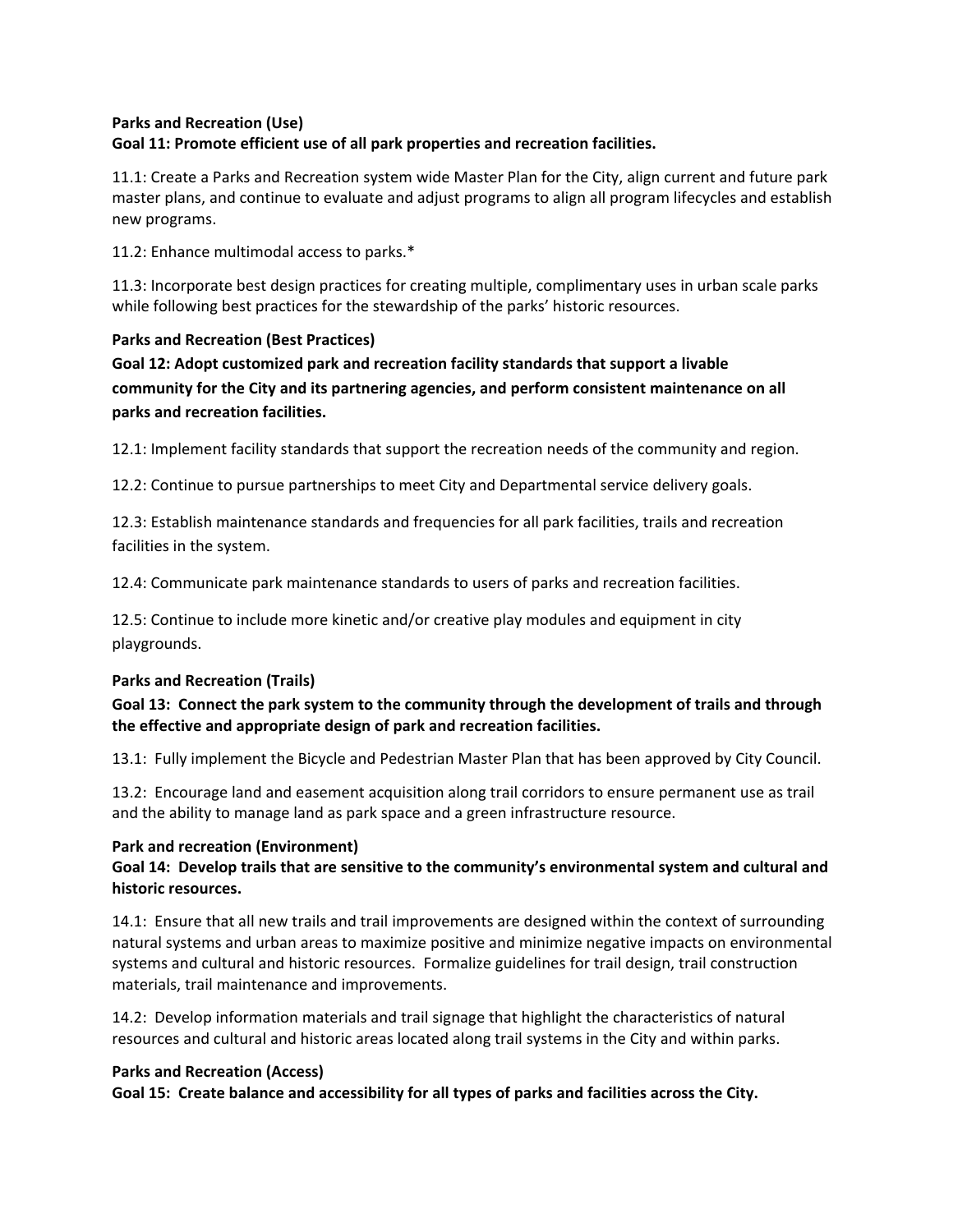**Parks and Recreation (Use)**
**Goal 11: Promote efficient use of all park properties and recreation facilities.**

11.1: Create a Parks and Recreation system wide Master Plan for the City, align current and future park master plans, and continue to evaluate and adjust programs to align all program lifecycles and establish new programs.

11.2: Enhance multimodal access to parks.*

11.3: Incorporate best design practices for creating multiple, complimentary uses in urban scale parks while following best practices for the stewardship of the parks' historic resources.

**Parks and Recreation (Best Practices)**
**Goal 12: Adopt customized park and recreation facility standards that support a livable community for the City and its partnering agencies, and perform consistent maintenance on all parks and recreation facilities.**

12.1: Implement facility standards that support the recreation needs of the community and region.

12.2: Continue to pursue partnerships to meet City and Departmental service delivery goals.

12.3: Establish maintenance standards and frequencies for all park facilities, trails and recreation facilities in the system.

12.4: Communicate park maintenance standards to users of parks and recreation facilities.

12.5: Continue to include more kinetic and/or creative play modules and equipment in city playgrounds.

**Parks and Recreation (Trails)**
**Goal 13: Connect the park system to the community through the development of trails and through the effective and appropriate design of park and recreation facilities.**

13.1: Fully implement the Bicycle and Pedestrian Master Plan that has been approved by City Council.

13.2: Encourage land and easement acquisition along trail corridors to ensure permanent use as trail and the ability to manage land as park space and a green infrastructure resource.

**Park and recreation (Environment)**
**Goal 14: Develop trails that are sensitive to the community's environmental system and cultural and historic resources.**

14.1: Ensure that all new trails and trail improvements are designed within the context of surrounding natural systems and urban areas to maximize positive and minimize negative impacts on environmental systems and cultural and historic resources. Formalize guidelines for trail design, trail construction materials, trail maintenance and improvements.

14.2: Develop information materials and trail signage that highlight the characteristics of natural resources and cultural and historic areas located along trail systems in the City and within parks.

**Parks and Recreation (Access)**
**Goal 15: Create balance and accessibility for all types of parks and facilities across the City.**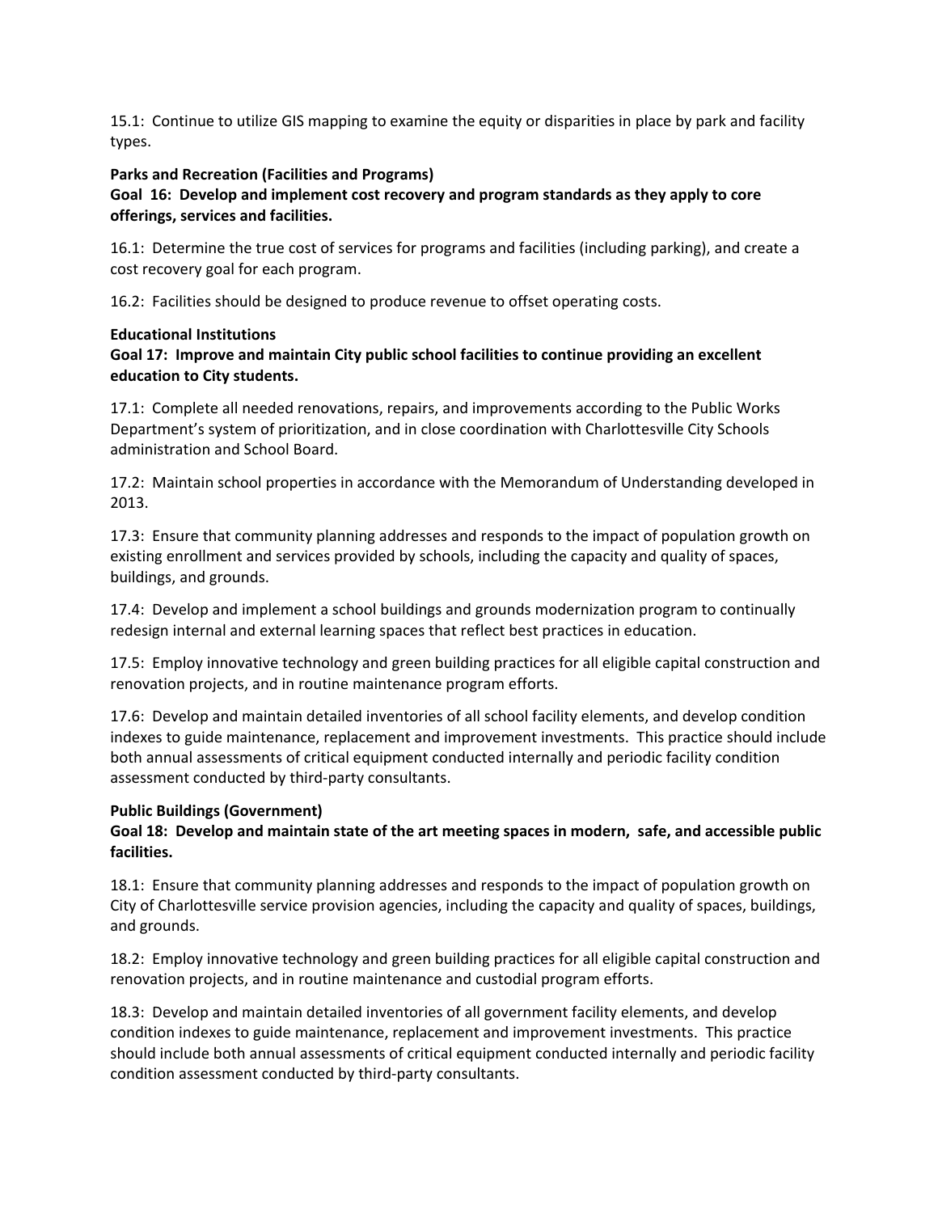15.1: Continue to utilize GIS mapping to examine the equity or disparities in place by park and facility types.

**Parks and Recreation (Facilities and Programs)**

**Goal 16: Develop and implement cost recovery and program standards as they apply to core offerings, services and facilities.**

16.1: Determine the true cost of services for programs and facilities (including parking), and create a cost recovery goal for each program.

16.2: Facilities should be designed to produce revenue to offset operating costs.

**Educational Institutions**

**Goal 17: Improve and maintain City public school facilities to continue providing an excellent education to City students.**

17.1: Complete all needed renovations, repairs, and improvements according to the Public Works Department's system of prioritization, and in close coordination with Charlottesville City Schools administration and School Board.

17.2: Maintain school properties in accordance with the Memorandum of Understanding developed in 2013.

17.3: Ensure that community planning addresses and responds to the impact of population growth on existing enrollment and services provided by schools, including the capacity and quality of spaces, buildings, and grounds.

17.4: Develop and implement a school buildings and grounds modernization program to continually redesign internal and external learning spaces that reflect best practices in education.

17.5: Employ innovative technology and green building practices for all eligible capital construction and renovation projects, and in routine maintenance program efforts.

17.6: Develop and maintain detailed inventories of all school facility elements, and develop condition indexes to guide maintenance, replacement and improvement investments. This practice should include both annual assessments of critical equipment conducted internally and periodic facility condition assessment conducted by third-party consultants.

**Public Buildings (Government)**

**Goal 18: Develop and maintain state of the art meeting spaces in modern, safe, and accessible public facilities.**

18.1: Ensure that community planning addresses and responds to the impact of population growth on City of Charlottesville service provision agencies, including the capacity and quality of spaces, buildings, and grounds.

18.2: Employ innovative technology and green building practices for all eligible capital construction and renovation projects, and in routine maintenance and custodial program efforts.

18.3: Develop and maintain detailed inventories of all government facility elements, and develop condition indexes to guide maintenance, replacement and improvement investments. This practice should include both annual assessments of critical equipment conducted internally and periodic facility condition assessment conducted by third-party consultants.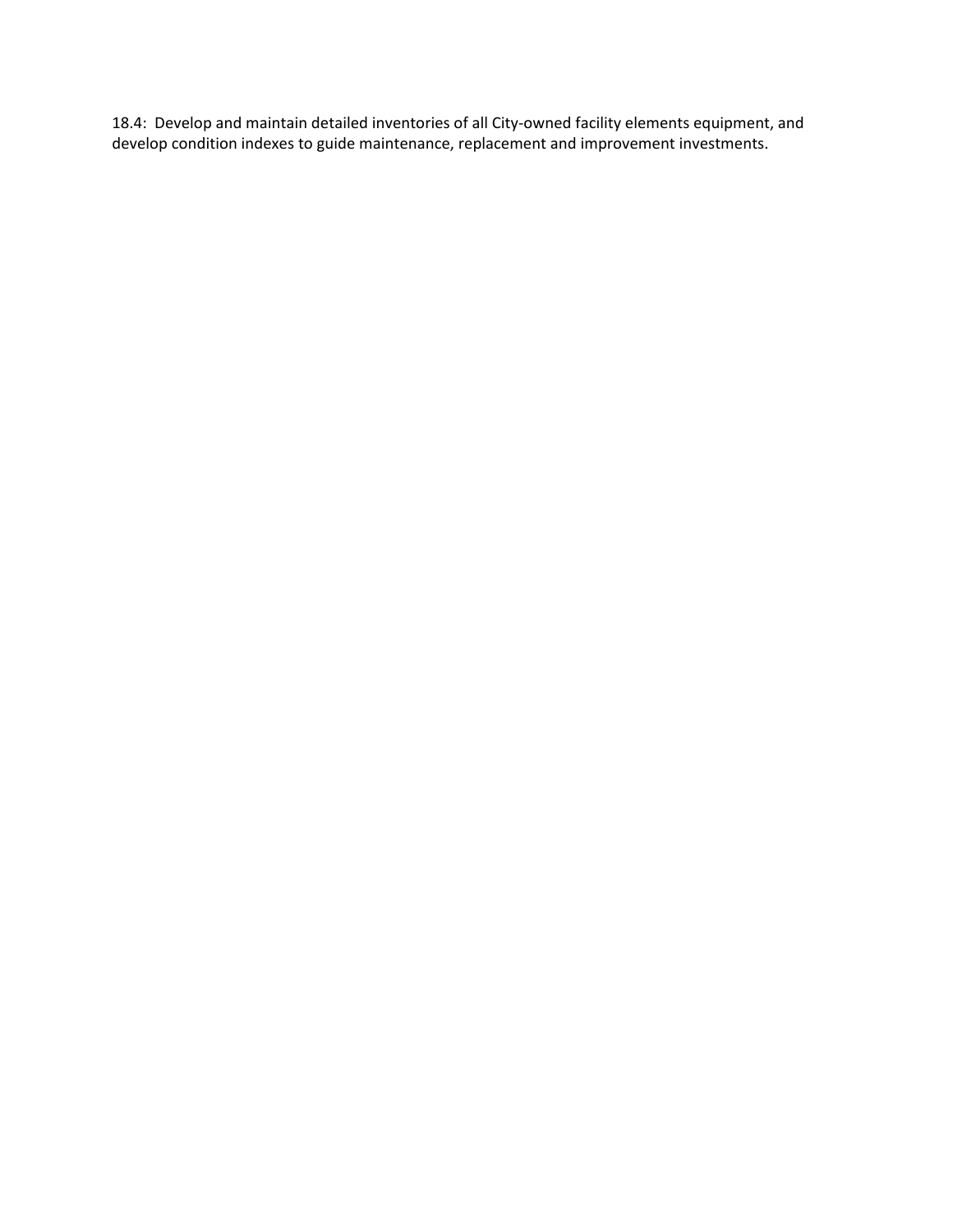18.4: Develop and maintain detailed inventories of all City-owned facility elements equipment, and develop condition indexes to guide maintenance, replacement and improvement investments.